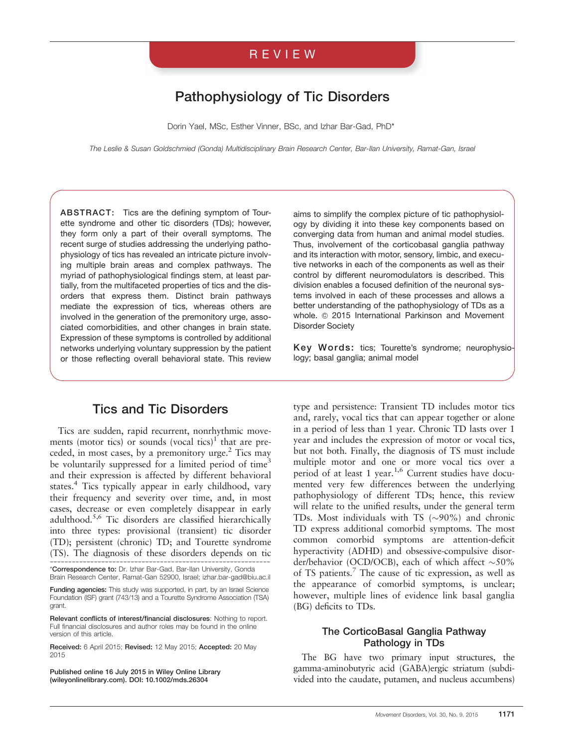REVIEW

# Pathophysiology of Tic Disorders

Dorin Yael, MSc, Esther Vinner, BSc, and Izhar Bar-Gad, PhD*

*The Leslie & Susan Goldschmied (Gonda) Multidisciplinary Brain Research Center, Bar-Ilan University, Ramat-Gan, Israel*

**ABSTRACT:** Tics are the defining symptom of Tourette syndrome and other tic disorders (TDs); however, they form only a part of their overall symptoms. The recent surge of studies addressing the underlying pathophysiology of tics has revealed an intricate picture involving multiple brain areas and complex pathways. The myriad of pathophysiological findings stem, at least partially, from the multifaceted properties of tics and the disorders that express them. Distinct brain pathways mediate the expression of tics, whereas others are involved in the generation of the premonitory urge, associated comorbidities, and other changes in brain state. Expression of these symptoms is controlled by additional networks underlying voluntary suppression by the patient or those reflecting overall behavioral state. This review aims to simplify the complex picture of tic pathophysiology by dividing it into these key components based on converging data from human and animal model studies. Thus, involvement of the corticobasal ganglia pathway and its interaction with motor, sensory, limbic, and executive networks in each of the components as well as their control by different neuromodulators is described. This division enables a focused definition of the neuronal systems involved in each of these processes and allows a better understanding of the pathophysiology of TDs as a whole. © 2015 International Parkinson and Movement Disorder Society

**Key Words:** tics; Tourette's syndrome; neurophysiology; basal ganglia; animal model

## Tics and Tic Disorders

Tics are sudden, rapid recurrent, nonrhythmic movements (motor tics) or sounds (vocal tics)[1] that are preceded, in most cases, by a premonitory urge.[2] Tics may be voluntarily suppressed for a limited period of time[3] and their expression is affected by different behavioral states.[4] Tics typically appear in early childhood, vary their frequency and severity over time, and, in most cases, decrease or even completely disappear in early adulthood.[5,6] Tic disorders are classified hierarchically into three types: provisional (transient) tic disorder (TD); persistent (chronic) TD; and Tourette syndrome (TS). The diagnosis of these disorders depends on tic type and persistence: Transient TD includes motor tics and, rarely, vocal tics that can appear together or alone in a period of less than 1 year. Chronic TD lasts over 1 year and includes the expression of motor or vocal tics, but not both. Finally, the diagnosis of TS must include multiple motor and one or more vocal tics over a period of at least 1 year.[1,6] Current studies have documented very few differences between the underlying pathophysiology of different TDs; hence, this review will relate to the unified results, under the general term TDs. Most individuals with TS (~90%) and chronic TD express additional comorbid symptoms. The most common comorbid symptoms are attention-deficit hyperactivity (ADHD) and obsessive-compulsive disorder/behavior (OCD/OCB), each of which affect ~50% of TS patients.[7] The cause of tic expression, as well as the appearance of comorbid symptoms, is unclear; however, multiple lines of evidence link basal ganglia (BG) deficits to TDs.

### The CorticoBasal Ganglia Pathway Pathology in TDs

The BG have two primary input structures, the gamma-aminobutyric acid (GABA)ergic striatum (subdivided into the caudate, putamen, and nucleus accumbens)

---

*Correspondence to: Dr. Izhar Bar-Gad, Bar-Ilan University, Gonda Brain Research Center, Ramat-Gan 52900, Israel; izhar.bar-gad@biu.ac.il

**Funding agencies:** This study was supported, in part, by an Israel Science Foundation (ISF) grant (743/13) and a Tourette Syndrome Association (TSA) grant.

**Relevant conflicts of interest/financial disclosures**: Nothing to report. Full financial disclosures and author roles may be found in the online version of this article.

**Received:** 6 April 2015; **Revised:** 12 May 2015; **Accepted:** 20 May 2015

**Published online 16 July 2015 in Wiley Online Library (wileyonlinelibrary.com). DOI: 10.1002/mds.26304**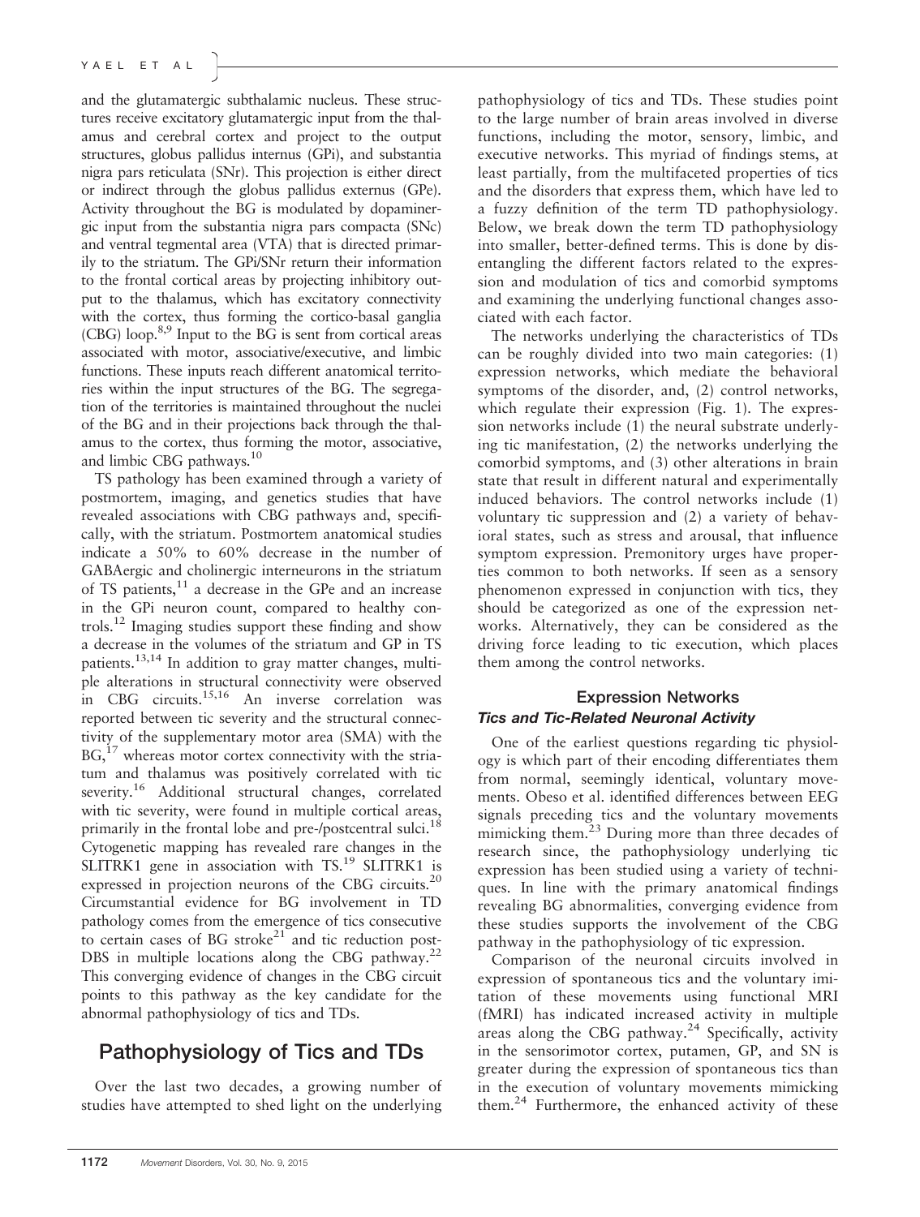and the glutamatergic subthalamic nucleus. These structures receive excitatory glutamatergic input from the thalamus and cerebral cortex and project to the output structures, globus pallidus internus (GPi), and substantia nigra pars reticulata (SNr). This projection is either direct or indirect through the globus pallidus externus (GPe). Activity throughout the BG is modulated by dopaminergic input from the substantia nigra pars compacta (SNc) and ventral tegmental area (VTA) that is directed primarily to the striatum. The GPi/SNr return their information to the frontal cortical areas by projecting inhibitory output to the thalamus, which has excitatory connectivity with the cortex, thus forming the cortico-basal ganglia (CBG) loop.[8,9] Input to the BG is sent from cortical areas associated with motor, associative/executive, and limbic functions. These inputs reach different anatomical territories within the input structures of the BG. The segregation of the territories is maintained throughout the nuclei of the BG and in their projections back through the thalamus to the cortex, thus forming the motor, associative, and limbic CBG pathways.[10]

TS pathology has been examined through a variety of postmortem, imaging, and genetics studies that have revealed associations with CBG pathways and, specifically, with the striatum. Postmortem anatomical studies indicate a 50% to 60% decrease in the number of GABAergic and cholinergic interneurons in the striatum of TS patients,[11] a decrease in the GPe and an increase in the GPi neuron count, compared to healthy controls.[12] Imaging studies support these finding and show a decrease in the volumes of the striatum and GP in TS patients.[13,14] In addition to gray matter changes, multiple alterations in structural connectivity were observed in CBG circuits.[15,16] An inverse correlation was reported between tic severity and the structural connectivity of the supplementary motor area (SMA) with the BG,[17] whereas motor cortex connectivity with the striatum and thalamus was positively correlated with tic severity.[16] Additional structural changes, correlated with tic severity, were found in multiple cortical areas, primarily in the frontal lobe and pre-/postcentral sulci.[18] Cytogenetic mapping has revealed rare changes in the SLITRK1 gene in association with TS.[19] SLITRK1 is expressed in projection neurons of the CBG circuits.[20] Circumstantial evidence for BG involvement in TD pathology comes from the emergence of tics consecutive to certain cases of BG stroke[21] and tic reduction post-DBS in multiple locations along the CBG pathway.[22] This converging evidence of changes in the CBG circuit points to this pathway as the key candidate for the abnormal pathophysiology of tics and TDs.

## Pathophysiology of Tics and TDs

Over the last two decades, a growing number of studies have attempted to shed light on the underlying pathophysiology of tics and TDs. These studies point to the large number of brain areas involved in diverse functions, including the motor, sensory, limbic, and executive networks. This myriad of findings stems, at least partially, from the multifaceted properties of tics and the disorders that express them, which have led to a fuzzy definition of the term TD pathophysiology. Below, we break down the term TD pathophysiology into smaller, better-defined terms. This is done by disentangling the different factors related to the expression and modulation of tics and comorbid symptoms and examining the underlying functional changes associated with each factor.

The networks underlying the characteristics of TDs can be roughly divided into two main categories: (1) expression networks, which mediate the behavioral symptoms of the disorder, and, (2) control networks, which regulate their expression (Fig. 1). The expression networks include (1) the neural substrate underlying tic manifestation, (2) the networks underlying the comorbid symptoms, and (3) other alterations in brain state that result in different natural and experimentally induced behaviors. The control networks include (1) voluntary tic suppression and (2) a variety of behavioral states, such as stress and arousal, that influence symptom expression. Premonitory urges have properties common to both networks. If seen as a sensory phenomenon expressed in conjunction with tics, they should be categorized as one of the expression networks. Alternatively, they can be considered as the driving force leading to tic execution, which places them among the control networks.

### Expression Networks

#### *Tics and Tic-Related Neuronal Activity*

One of the earliest questions regarding tic physiology is which part of their encoding differentiates them from normal, seemingly identical, voluntary movements. Obeso et al. identified differences between EEG signals preceding tics and the voluntary movements mimicking them.[23] During more than three decades of research since, the pathophysiology underlying tic expression has been studied using a variety of techniques. In line with the primary anatomical findings revealing BG abnormalities, converging evidence from these studies supports the involvement of the CBG pathway in the pathophysiology of tic expression.

Comparison of the neuronal circuits involved in expression of spontaneous tics and the voluntary imitation of these movements using functional MRI (fMRI) has indicated increased activity in multiple areas along the CBG pathway.[24] Specifically, activity in the sensorimotor cortex, putamen, GP, and SN is greater during the expression of spontaneous tics than in the execution of voluntary movements mimicking them.[24] Furthermore, the enhanced activity of these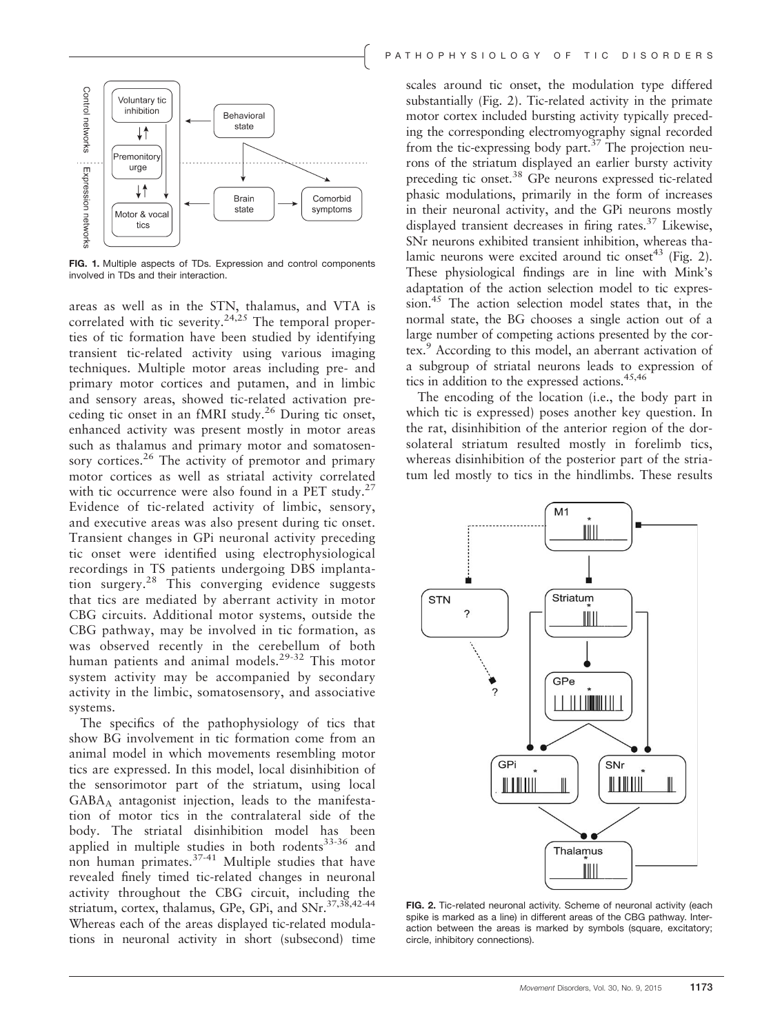FIG. 1. Multiple aspects of TDs. Expression and control components involved in TDs and their interaction.

areas as well as in the STN, thalamus, and VTA is correlated with tic severity.[24,25] The temporal properties of tic formation have been studied by identifying transient tic-related activity using various imaging techniques. Multiple motor areas including pre- and primary motor cortices and putamen, and in limbic and sensory areas, showed tic-related activation preceding tic onset in an fMRI study.[26] During tic onset, enhanced activity was present mostly in motor areas such as thalamus and primary motor and somatosensory cortices.[26] The activity of premotor and primary motor cortices as well as striatal activity correlated with tic occurrence were also found in a PET study.[27] Evidence of tic-related activity of limbic, sensory, and executive areas was also present during tic onset. Transient changes in GPi neuronal activity preceding tic onset were identified using electrophysiological recordings in TS patients undergoing DBS implantation surgery.[28] This converging evidence suggests that tics are mediated by aberrant activity in motor CBG circuits. Additional motor systems, outside the CBG pathway, may be involved in tic formation, as was observed recently in the cerebellum of both human patients and animal models.[29-32] This motor system activity may be accompanied by secondary activity in the limbic, somatosensory, and associative systems.

The specifics of the pathophysiology of tics that show BG involvement in tic formation come from an animal model in which movements resembling motor tics are expressed. In this model, local disinhibition of the sensorimotor part of the striatum, using local $GABA_A$ antagonist injection, leads to the manifestation of motor tics in the contralateral side of the body. The striatal disinhibition model has been applied in multiple studies in both rodents[33-36] and non human primates.[37-41] Multiple studies that have revealed finely timed tic-related changes in neuronal activity throughout the CBG circuit, including the striatum, cortex, thalamus, GPe, GPi, and SNr.[37,38,42-44] Whereas each of the areas displayed tic-related modulations in neuronal activity in short (subsecond) time scales around tic onset, the modulation type differed substantially (Fig. 2). Tic-related activity in the primate motor cortex included bursting activity typically preceding the corresponding electromyography signal recorded from the tic-expressing body part.[37] The projection neurons of the striatum displayed an earlier bursty activity preceding tic onset.[38] GPe neurons expressed tic-related phasic modulations, primarily in the form of increases in their neuronal activity, and the GPi neurons mostly displayed transient decreases in firing rates.[37] Likewise, SNr neurons exhibited transient inhibition, whereas thalamic neurons were excited around tic onset[43] (Fig. 2). These physiological findings are in line with Mink's adaptation of the action selection model to tic expression.[45] The action selection model states that, in the normal state, the BG chooses a single action out of a large number of competing actions presented by the cortex.[9] According to this model, an aberrant activation of a subgroup of striatal neurons leads to expression of tics in addition to the expressed actions.[45,46]

The encoding of the location (i.e., the body part in which tic is expressed) poses another key question. In the rat, disinhibition of the anterior region of the dorsolateral striatum resulted mostly in forelimb tics, whereas disinhibition of the posterior part of the striatum led mostly to tics in the hindlimbs. These results

FIG. 2. Tic-related neuronal activity. Scheme of neuronal activity (each spike is marked as a line) in different areas of the CBG pathway. Interaction between the areas is marked by symbols (square, excitatory; circle, inhibitory connections).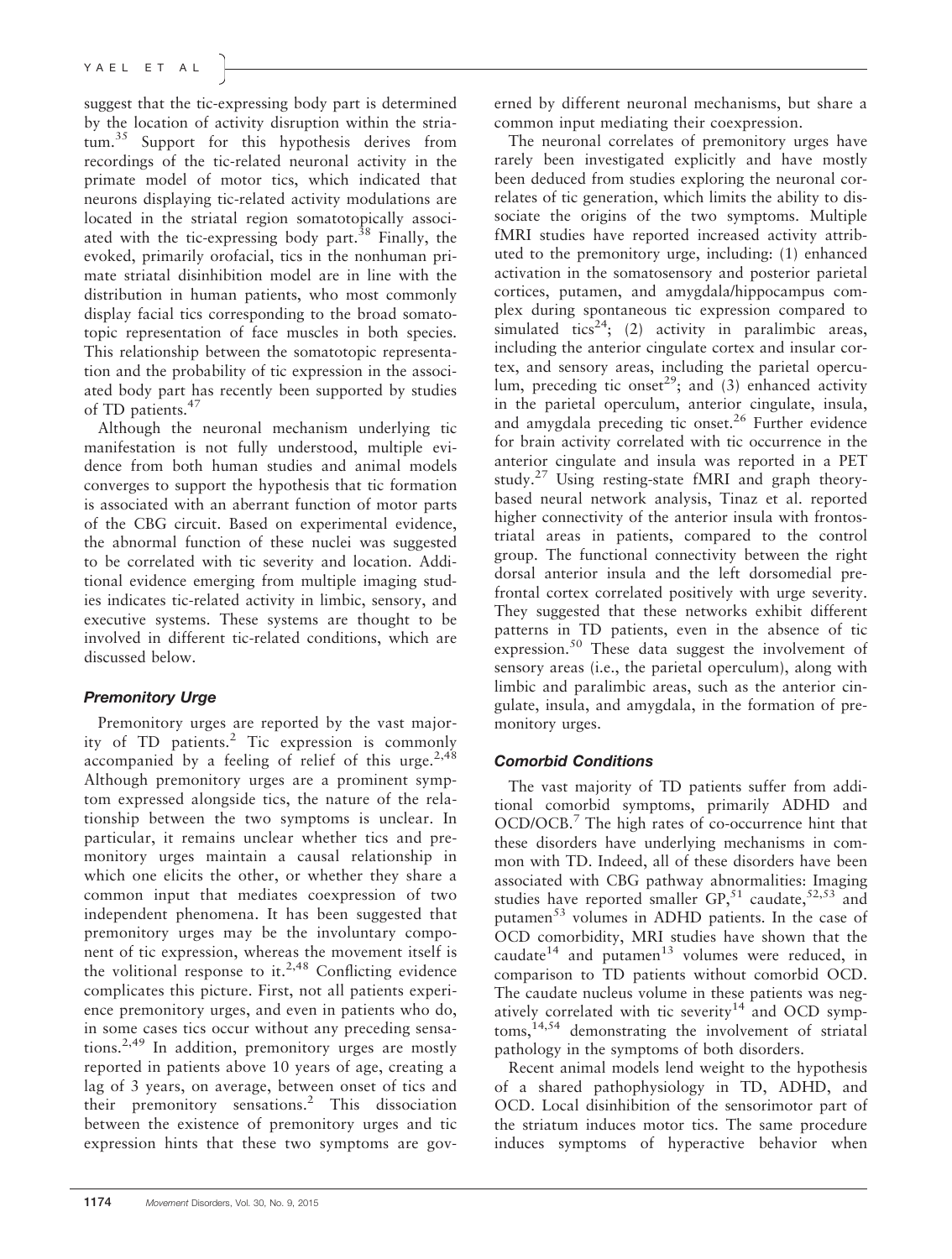suggest that the tic-expressing body part is determined by the location of activity disruption within the striatum.[35] Support for this hypothesis derives from recordings of the tic-related neuronal activity in the primate model of motor tics, which indicated that neurons displaying tic-related activity modulations are located in the striatal region somatotopically associated with the tic-expressing body part.[38] Finally, the evoked, primarily orofacial, tics in the nonhuman primate striatal disinhibition model are in line with the distribution in human patients, who most commonly display facial tics corresponding to the broad somatotopic representation of face muscles in both species. This relationship between the somatotopic representation and the probability of tic expression in the associated body part has recently been supported by studies of TD patients.[47]

Although the neuronal mechanism underlying tic manifestation is not fully understood, multiple evidence from both human studies and animal models converges to support the hypothesis that tic formation is associated with an aberrant function of motor parts of the CBG circuit. Based on experimental evidence, the abnormal function of these nuclei was suggested to be correlated with tic severity and location. Additional evidence emerging from multiple imaging studies indicates tic-related activity in limbic, sensory, and executive systems. These systems are thought to be involved in different tic-related conditions, which are discussed below.

### *Premonitory Urge*

Premonitory urges are reported by the vast majority of TD patients.[2] Tic expression is commonly accompanied by a feeling of relief of this urge.[2,48] Although premonitory urges are a prominent symptom expressed alongside tics, the nature of the relationship between the two symptoms is unclear. In particular, it remains unclear whether tics and premonitory urges maintain a causal relationship in which one elicits the other, or whether they share a common input that mediates coexpression of two independent phenomena. It has been suggested that premonitory urges may be the involuntary component of tic expression, whereas the movement itself is the volitional response to it.[2,48] Conflicting evidence complicates this picture. First, not all patients experience premonitory urges, and even in patients who do, in some cases tics occur without any preceding sensations.[2,49] In addition, premonitory urges are mostly reported in patients above 10 years of age, creating a lag of 3 years, on average, between onset of tics and their premonitory sensations.[2] This dissociation between the existence of premonitory urges and tic expression hints that these two symptoms are governed by different neuronal mechanisms, but share a common input mediating their coexpression.

The neuronal correlates of premonitory urges have rarely been investigated explicitly and have mostly been deduced from studies exploring the neuronal correlates of tic generation, which limits the ability to dissociate the origins of the two symptoms. Multiple fMRI studies have reported increased activity attributed to the premonitory urge, including: (1) enhanced activation in the somatosensory and posterior parietal cortices, putamen, and amygdala/hippocampus complex during spontaneous tic expression compared to simulated tics[24]; (2) activity in paralimbic areas, including the anterior cingulate cortex and insular cortex, and sensory areas, including the parietal operculum, preceding tic onset[29]; and (3) enhanced activity in the parietal operculum, anterior cingulate, insula, and amygdala preceding tic onset.[26] Further evidence for brain activity correlated with tic occurrence in the anterior cingulate and insula was reported in a PET study.[27] Using resting-state fMRI and graph theory-based neural network analysis, Tinaz et al. reported higher connectivity of the anterior insula with frontostriatal areas in patients, compared to the control group. The functional connectivity between the right dorsal anterior insula and the left dorsomedial prefrontal cortex correlated positively with urge severity. They suggested that these networks exhibit different patterns in TD patients, even in the absence of tic expression.[50] These data suggest the involvement of sensory areas (i.e., the parietal operculum), along with limbic and paralimbic areas, such as the anterior cingulate, insula, and amygdala, in the formation of premonitory urges.

### *Comorbid Conditions*

The vast majority of TD patients suffer from additional comorbid symptoms, primarily ADHD and OCD/OCB.[7] The high rates of co-occurrence hint that these disorders have underlying mechanisms in common with TD. Indeed, all of these disorders have been associated with CBG pathway abnormalities: Imaging studies have reported smaller GP,[51] caudate,[52,53] and putamen[53] volumes in ADHD patients. In the case of OCD comorbidity, MRI studies have shown that the caudate[14] and putamen[13] volumes were reduced, in comparison to TD patients without comorbid OCD. The caudate nucleus volume in these patients was negatively correlated with tic severity[14] and OCD symptoms,[14,54] demonstrating the involvement of striatal pathology in the symptoms of both disorders.

Recent animal models lend weight to the hypothesis of a shared pathophysiology in TD, ADHD, and OCD. Local disinhibition of the sensorimotor part of the striatum induces motor tics. The same procedure induces symptoms of hyperactive behavior when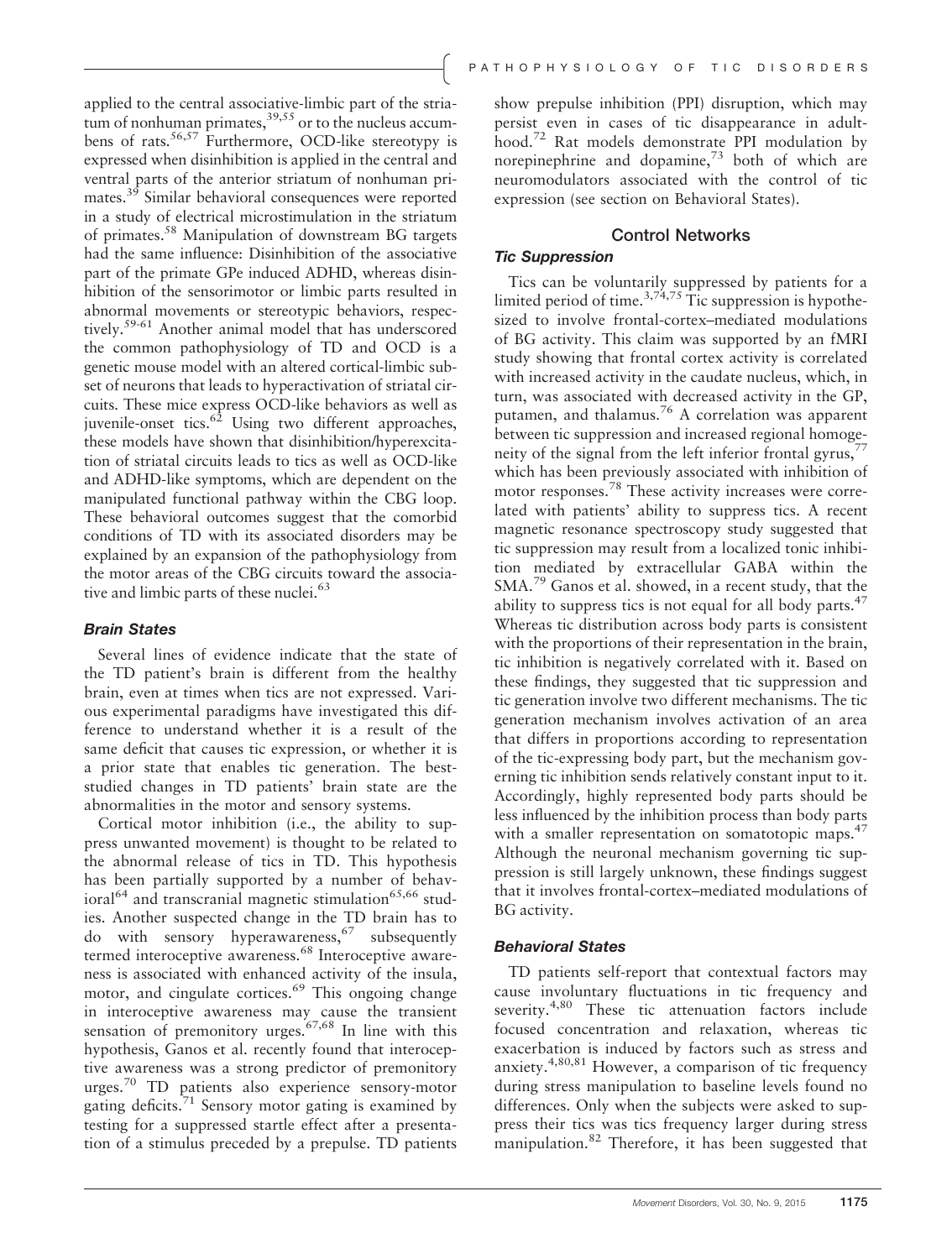applied to the central associative-limbic part of the striatum of nonhuman primates,[39,55] or to the nucleus accumbens of rats.[56,57] Furthermore, OCD-like stereotypy is expressed when disinhibition is applied in the central and ventral parts of the anterior striatum of nonhuman primates.[39] Similar behavioral consequences were reported in a study of electrical microstimulation in the striatum of primates.[58] Manipulation of downstream BG targets had the same influence: Disinhibition of the associative part of the primate GPe induced ADHD, whereas disinhibition of the sensorimotor or limbic parts resulted in abnormal movements or stereotypic behaviors, respectively.[59-61] Another animal model that has underscored the common pathophysiology of TD and OCD is a genetic mouse model with an altered cortical-limbic subset of neurons that leads to hyperactivation of striatal circuits. These mice express OCD-like behaviors as well as juvenile-onset tics.[62] Using two different approaches, these models have shown that disinhibition/hyperexcitation of striatal circuits leads to tics as well as OCD-like and ADHD-like symptoms, which are dependent on the manipulated functional pathway within the CBG loop. These behavioral outcomes suggest that the comorbid conditions of TD with its associated disorders may be explained by an expansion of the pathophysiology from the motor areas of the CBG circuits toward the associative and limbic parts of these nuclei.[63]

### *Brain States*

Several lines of evidence indicate that the state of the TD patient's brain is different from the healthy brain, even at times when tics are not expressed. Various experimental paradigms have investigated this difference to understand whether it is a result of the same deficit that causes tic expression, or whether it is a prior state that enables tic generation. The best-studied changes in TD patients' brain state are the abnormalities in the motor and sensory systems.

Cortical motor inhibition (i.e., the ability to suppress unwanted movement) is thought to be related to the abnormal release of tics in TD. This hypothesis has been partially supported by a number of behavioral[64] and transcranial magnetic stimulation[65,66] studies. Another suspected change in the TD brain has to do with sensory hyperawareness,[67] subsequently termed interoceptive awareness.[68] Interoceptive awareness is associated with enhanced activity of the insula, motor, and cingulate cortices.[69] This ongoing change in interoceptive awareness may cause the transient sensation of premonitory urges.[67,68] In line with this hypothesis, Ganos et al. recently found that interoceptive awareness was a strong predictor of premonitory urges.[70] TD patients also experience sensory-motor gating deficits.[71] Sensory motor gating is examined by testing for a suppressed startle effect after a presentation of a stimulus preceded by a prepulse. TD patients show prepulse inhibition (PPI) disruption, which may persist even in cases of tic disappearance in adulthood.[72] Rat models demonstrate PPI modulation by norepinephrine and dopamine,[73] both of which are neuromodulators associated with the control of tic expression (see section on Behavioral States).

## Control Networks

### *Tic Suppression*

Tics can be voluntarily suppressed by patients for a limited period of time.[3,74,75] Tic suppression is hypothesized to involve frontal-cortex–mediated modulations of BG activity. This claim was supported by an fMRI study showing that frontal cortex activity is correlated with increased activity in the caudate nucleus, which, in turn, was associated with decreased activity in the GP, putamen, and thalamus.[76] A correlation was apparent between tic suppression and increased regional homogeneity of the signal from the left inferior frontal gyrus,[77] which has been previously associated with inhibition of motor responses.[78] These activity increases were correlated with patients' ability to suppress tics. A recent magnetic resonance spectroscopy study suggested that tic suppression may result from a localized tonic inhibition mediated by extracellular GABA within the SMA.[79] Ganos et al. showed, in a recent study, that the ability to suppress tics is not equal for all body parts.[47] Whereas tic distribution across body parts is consistent with the proportions of their representation in the brain, tic inhibition is negatively correlated with it. Based on these findings, they suggested that tic suppression and tic generation involve two different mechanisms. The tic generation mechanism involves activation of an area that differs in proportions according to representation of the tic-expressing body part, but the mechanism governing tic inhibition sends relatively constant input to it. Accordingly, highly represented body parts should be less influenced by the inhibition process than body parts with a smaller representation on somatotopic maps.[47] Although the neuronal mechanism governing tic suppression is still largely unknown, these findings suggest that it involves frontal-cortex–mediated modulations of BG activity.

### *Behavioral States*

TD patients self-report that contextual factors may cause involuntary fluctuations in tic frequency and severity.[4,80] These tic attenuation factors include focused concentration and relaxation, whereas tic exacerbation is induced by factors such as stress and anxiety.[4,80,81] However, a comparison of tic frequency during stress manipulation to baseline levels found no differences. Only when the subjects were asked to suppress their tics was tics frequency larger during stress manipulation.[82] Therefore, it has been suggested that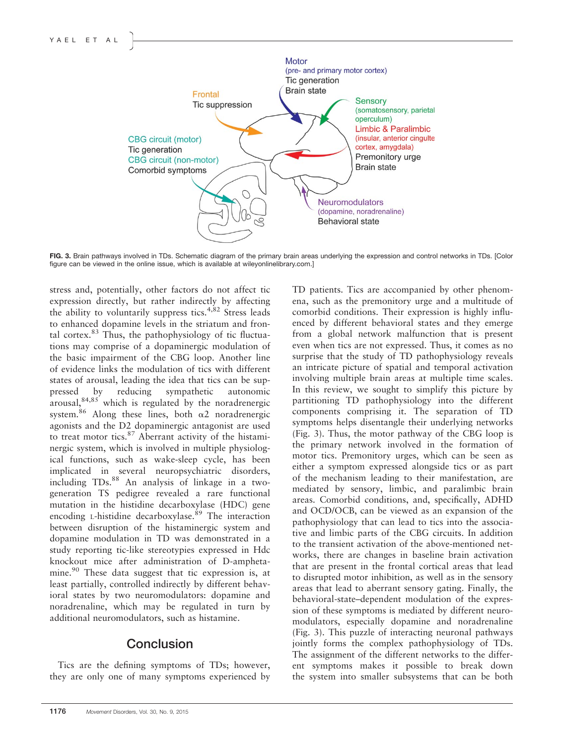**FIG. 3.** Brain pathways involved in TDs. Schematic diagram of the primary brain areas underlying the expression and control networks in TDs. [Color figure can be viewed in the online issue, which is available at wileyonlinelibrary.com.]

stress and, potentially, other factors do not affect tic expression directly, but rather indirectly by affecting the ability to voluntarily suppress tics.[4,82] Stress leads to enhanced dopamine levels in the striatum and frontal cortex.[83] Thus, the pathophysiology of tic fluctuations may comprise of a dopaminergic modulation of the basic impairment of the CBG loop. Another line of evidence links the modulation of tics with different states of arousal, leading the idea that tics can be suppressed by reducing sympathetic autonomic arousal,[84,85] which is regulated by the noradrenergic system.[86] Along these lines, both α2 noradrenergic agonists and the D2 dopaminergic antagonist are used to treat motor tics.[87] Aberrant activity of the histaminergic system, which is involved in multiple physiological functions, such as wake-sleep cycle, has been implicated in several neuropsychiatric disorders, including TDs.[88] An analysis of linkage in a two-generation TS pedigree revealed a rare functional mutation in the histidine decarboxylase (HDC) gene encoding L-histidine decarboxylase.[89] The interaction between disruption of the histaminergic system and dopamine modulation in TD was demonstrated in a study reporting tic-like stereotypies expressed in Hdc knockout mice after administration of D-amphetamine.[90] These data suggest that tic expression is, at least partially, controlled indirectly by different behavioral states by two neuromodulators: dopamine and noradrenaline, which may be regulated in turn by additional neuromodulators, such as histamine.

## Conclusion

Tics are the defining symptoms of TDs; however, they are only one of many symptoms experienced by TD patients. Tics are accompanied by other phenomena, such as the premonitory urge and a multitude of comorbid conditions. Their expression is highly influenced by different behavioral states and they emerge from a global network malfunction that is present even when tics are not expressed. Thus, it comes as no surprise that the study of TD pathophysiology reveals an intricate picture of spatial and temporal activation involving multiple brain areas at multiple time scales. In this review, we sought to simplify this picture by partitioning TD pathophysiology into the different components comprising it. The separation of TD symptoms helps disentangle their underlying networks (Fig. 3). Thus, the motor pathway of the CBG loop is the primary network involved in the formation of motor tics. Premonitory urges, which can be seen as either a symptom expressed alongside tics or as part of the mechanism leading to their manifestation, are mediated by sensory, limbic, and paralimbic brain areas. Comorbid conditions, and, specifically, ADHD and OCD/OCB, can be viewed as an expansion of the pathophysiology that can lead to tics into the associative and limbic parts of the CBG circuits. In addition to the transient activation of the above-mentioned networks, there are changes in baseline brain activation that are present in the frontal cortical areas that lead to disrupted motor inhibition, as well as in the sensory areas that lead to aberrant sensory gating. Finally, the behavioral-state–dependent modulation of the expression of these symptoms is mediated by different neuromodulators, especially dopamine and noradrenaline (Fig. 3). This puzzle of interacting neuronal pathways jointly forms the complex pathophysiology of TDs. The assignment of the different networks to the different symptoms makes it possible to break down the system into smaller subsystems that can be both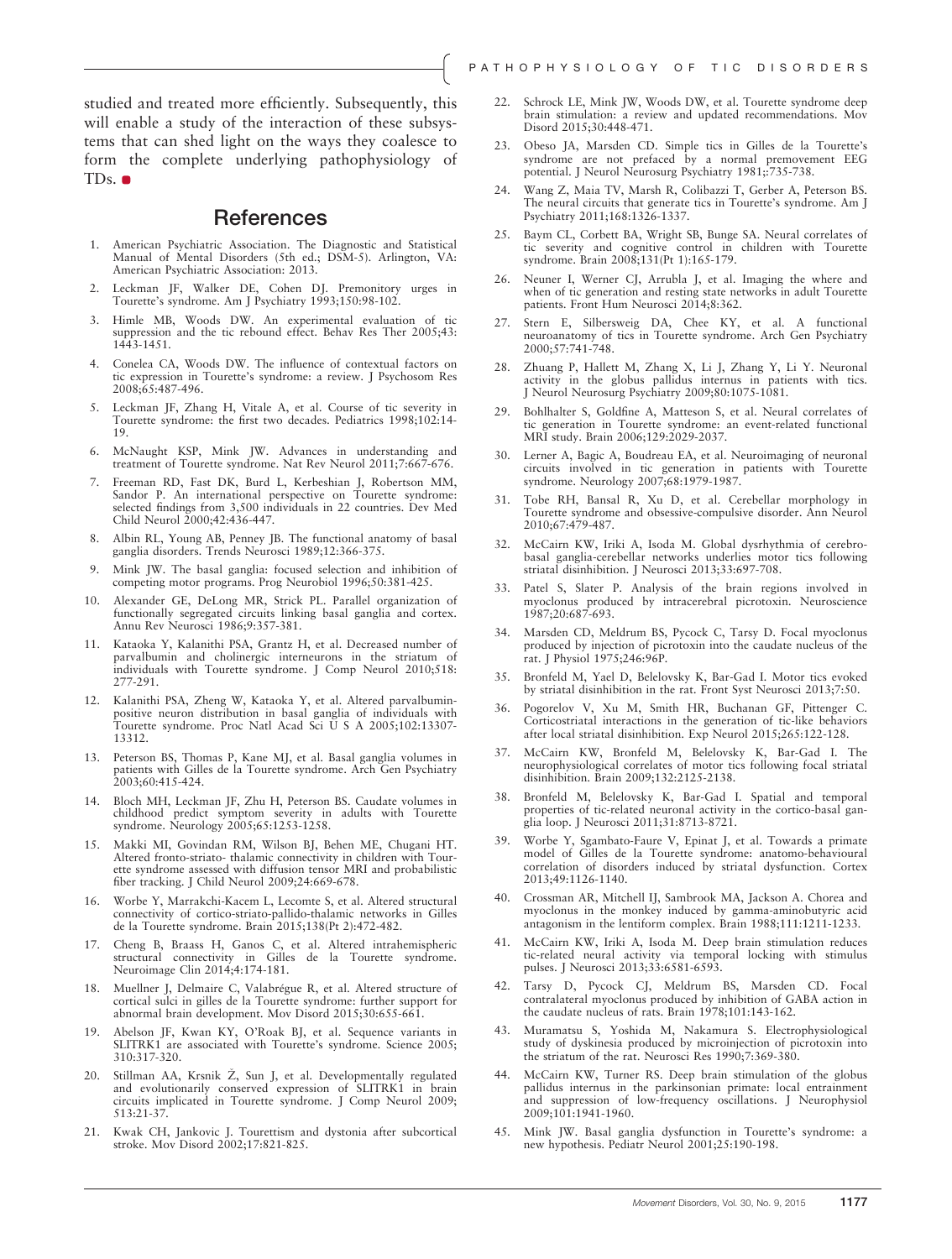studied and treated more efficiently. Subsequently, this will enable a study of the interaction of these subsystems that can shed light on the ways they coalesce to form the complete underlying pathophysiology of TDs.

## References

1. American Psychiatric Association. The Diagnostic and Statistical Manual of Mental Disorders (5th ed.; DSM-5). Arlington, VA: American Psychiatric Association: 2013.
2. Leckman JF, Walker DE, Cohen DJ. Premonitory urges in Tourette's syndrome. Am J Psychiatry 1993;150:98-102.
3. Himle MB, Woods DW. An experimental evaluation of tic suppression and the tic rebound effect. Behav Res Ther 2005;43: 1443-1451.
4. Conelea CA, Woods DW. The influence of contextual factors on tic expression in Tourette's syndrome: a review. J Psychosom Res 2008;65:487-496.
5. Leckman JF, Zhang H, Vitale A, et al. Course of tic severity in Tourette syndrome: the first two decades. Pediatrics 1998;102:14-19.
6. McNaught KSP, Mink JW. Advances in understanding and treatment of Tourette syndrome. Nat Rev Neurol 2011;7:667-676.
7. Freeman RD, Fast DK, Burd L, Kerbeshian J, Robertson MM, Sandor P. An international perspective on Tourette syndrome: selected findings from 3,500 individuals in 22 countries. Dev Med Child Neurol 2000;42:436-447.
8. Albin RL, Young AB, Penney JB. The functional anatomy of basal ganglia disorders. Trends Neurosci 1989;12:366-375.
9. Mink JW. The basal ganglia: focused selection and inhibition of competing motor programs. Prog Neurobiol 1996;50:381-425.
10. Alexander GE, DeLong MR, Strick PL. Parallel organization of functionally segregated circuits linking basal ganglia and cortex. Annu Rev Neurosci 1986;9:357-381.
11. Kataoka Y, Kalanithi PSA, Grantz H, et al. Decreased number of parvalbumin and cholinergic interneurons in the striatum of individuals with Tourette syndrome. J Comp Neurol 2010;518: 277-291.
12. Kalanithi PSA, Zheng W, Kataoka Y, et al. Altered parvalbumin-positive neuron distribution in basal ganglia of individuals with Tourette syndrome. Proc Natl Acad Sci U S A 2005;102:13307-13312.
13. Peterson BS, Thomas P, Kane MJ, et al. Basal ganglia volumes in patients with Gilles de la Tourette syndrome. Arch Gen Psychiatry 2003;60:415-424.
14. Bloch MH, Leckman JF, Zhu H, Peterson BS. Caudate volumes in childhood predict symptom severity in adults with Tourette syndrome. Neurology 2005;65:1253-1258.
15. Makki MI, Govindan RM, Wilson BJ, Behen ME, Chugani HT. Altered fronto-striato- thalamic connectivity in children with Tourette syndrome assessed with diffusion tensor MRI and probabilistic fiber tracking. J Child Neurol 2009;24:669-678.
16. Worbe Y, Marrakchi-Kacem L, Lecomte S, et al. Altered structural connectivity of cortico-striato-pallido-thalamic networks in Gilles de la Tourette syndrome. Brain 2015;138(Pt 2):472-482.
17. Cheng B, Braass H, Ganos C, et al. Altered intrahemispheric structural connectivity in Gilles de la Tourette syndrome. Neuroimage Clin 2014;4:174-181.
18. Muellner J, Delmaire C, Valabrégue R, et al. Altered structure of cortical sulci in gilles de la Tourette syndrome: further support for abnormal brain development. Mov Disord 2015;30:655-661.
19. Abelson JF, Kwan KY, O'Roak BJ, et al. Sequence variants in SLITRK1 are associated with Tourette's syndrome. Science 2005; 310:317-320.
20. Stillman AA, Krsnik Ž, Sun J, et al. Developmentally regulated and evolutionarily conserved expression of SLITRK1 in brain circuits implicated in Tourette syndrome. J Comp Neurol 2009; 513:21-37.
21. Kwak CH, Jankovic J. Tourettism and dystonia after subcortical stroke. Mov Disord 2002;17:821-825.
22. Schrock LE, Mink JW, Woods DW, et al. Tourette syndrome deep brain stimulation: a review and updated recommendations. Mov Disord 2015;30:448-471.
23. Obeso JA, Marsden CD. Simple tics in Gilles de la Tourette's syndrome are not prefaced by a normal premovement EEG potential. J Neurol Neurosurg Psychiatry 1981;:735-738.
24. Wang Z, Maia TV, Marsh R, Colibazzi T, Gerber A, Peterson BS. The neural circuits that generate tics in Tourette's syndrome. Am J Psychiatry 2011;168:1326-1337.
25. Baym CL, Corbett BA, Wright SB, Bunge SA. Neural correlates of tic severity and cognitive control in children with Tourette syndrome. Brain 2008;131(Pt 1):165-179.
26. Neuner I, Werner CJ, Arrubla J, et al. Imaging the where and when of tic generation and resting state networks in adult Tourette patients. Front Hum Neurosci 2014;8:362.
27. Stern E, Silbersweig DA, Chee KY, et al. A functional neuroanatomy of tics in Tourette syndrome. Arch Gen Psychiatry 2000;57:741-748.
28. Zhuang P, Hallett M, Zhang X, Li J, Zhang Y, Li Y. Neuronal activity in the globus pallidus internus in patients with tics. J Neurol Neurosurg Psychiatry 2009;80:1075-1081.
29. Bohlhalter S, Goldfine A, Matteson S, et al. Neural correlates of tic generation in Tourette syndrome: an event-related functional MRI study. Brain 2006;129:2029-2037.
30. Lerner A, Bagic A, Boudreau EA, et al. Neuroimaging of neuronal circuits involved in tic generation in patients with Tourette syndrome. Neurology 2007;68:1979-1987.
31. Tobe RH, Bansal R, Xu D, et al. Cerebellar morphology in Tourette syndrome and obsessive-compulsive disorder. Ann Neurol 2010;67:479-487.
32. McCairn KW, Iriki A, Isoda M. Global dysrhythmia of cerebro-basal ganglia-cerebellar networks underlies motor tics following striatal disinhibition. J Neurosci 2013;33:697-708.
33. Patel S, Slater P. Analysis of the brain regions involved in myoclonus produced by intracerebral picrotoxin. Neuroscience 1987;20:687-693.
34. Marsden CD, Meldrum BS, Pycock C, Tarsy D. Focal myoclonus produced by injection of picrotoxin into the caudate nucleus of the rat. J Physiol 1975;246:96P.
35. Bronfeld M, Yael D, Belelovsky K, Bar-Gad I. Motor tics evoked by striatal disinhibition in the rat. Front Syst Neurosci 2013;7:50.
36. Pogorelov V, Xu M, Smith HR, Buchanan GF, Pittenger C. Corticostriatal interactions in the generation of tic-like behaviors after local striatal disinhibition. Exp Neurol 2015;265:122-128.
37. McCairn KW, Bronfeld M, Belelovsky K, Bar-Gad I. The neurophysiological correlates of motor tics following focal striatal disinhibition. Brain 2009;132:2125-2138.
38. Bronfeld M, Belelovsky K, Bar-Gad I. Spatial and temporal properties of tic-related neuronal activity in the cortico-basal ganglia loop. J Neurosci 2011;31:8713-8721.
39. Worbe Y, Sgambato-Faure V, Epinat J, et al. Towards a primate model of Gilles de la Tourette syndrome: anatomo-behavioural correlation of disorders induced by striatal dysfunction. Cortex 2013;49:1126-1140.
40. Crossman AR, Mitchell IJ, Sambrook MA, Jackson A. Chorea and myoclonus in the monkey induced by gamma-aminobutyric acid antagonism in the lentiform complex. Brain 1988;111:1211-1233.
41. McCairn KW, Iriki A, Isoda M. Deep brain stimulation reduces tic-related neural activity via temporal locking with stimulus pulses. J Neurosci 2013;33:6581-6593.
42. Tarsy D, Pycock CJ, Meldrum BS, Marsden CD. Focal contralateral myoclonus produced by inhibition of GABA action in the caudate nucleus of rats. Brain 1978;101:143-162.
43. Muramatsu S, Yoshida M, Nakamura S. Electrophysiological study of dyskinesia produced by microinjection of picrotoxin into the striatum of the rat. Neurosci Res 1990;7:369-380.
44. McCairn KW, Turner RS. Deep brain stimulation of the globus pallidus internus in the parkinsonian primate: local entrainment and suppression of low-frequency oscillations. J Neurophysiol 2009;101:1941-1960.
45. Mink JW. Basal ganglia dysfunction in Tourette's syndrome: a new hypothesis. Pediatr Neurol 2001;25:190-198.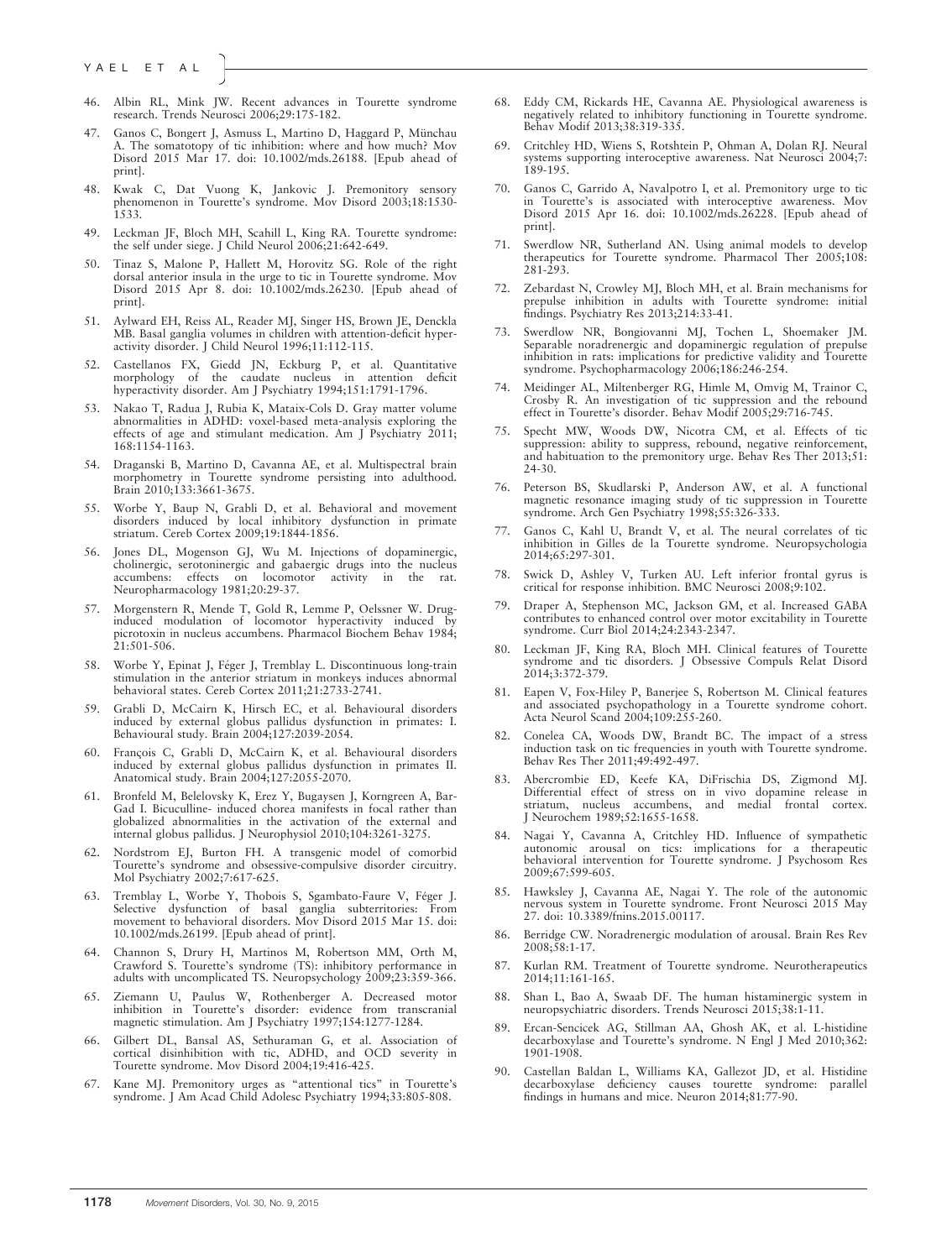46. Albin RL, Mink JW. Recent advances in Tourette syndrome research. Trends Neurosci 2006;29:175-182.
47. Ganos C, Bongert J, Asmuss L, Martino D, Haggard P, Münchau A. The somatotopy of tic inhibition: where and how much? Mov Disord 2015 Mar 17. doi: 10.1002/mds.26188. [Epub ahead of print].
48. Kwak C, Dat Vuong K, Jankovic J. Premonitory sensory phenomenon in Tourette's syndrome. Mov Disord 2003;18:1530-1533.
49. Leckman JF, Bloch MH, Scahill L, King RA. Tourette syndrome: the self under siege. J Child Neurol 2006;21:642-649.
50. Tinaz S, Malone P, Hallett M, Horovitz SG. Role of the right dorsal anterior insula in the urge to tic in Tourette syndrome. Mov Disord 2015 Apr 8. doi: 10.1002/mds.26230. [Epub ahead of print].
51. Aylward EH, Reiss AL, Reader MJ, Singer HS, Brown JE, Denckla MB. Basal ganglia volumes in children with attention-deficit hyperactivity disorder. J Child Neurol 1996;11:112-115.
52. Castellanos FX, Giedd JN, Eckburg P, et al. Quantitative morphology of the caudate nucleus in attention deficit hyperactivity disorder. Am J Psychiatry 1994;151:1791-1796.
53. Nakao T, Radua J, Rubia K, Mataix-Cols D. Gray matter volume abnormalities in ADHD: voxel-based meta-analysis exploring the effects of age and stimulant medication. Am J Psychiatry 2011; 168:1154-1163.
54. Draganski B, Martino D, Cavanna AE, et al. Multispectral brain morphometry in Tourette syndrome persisting into adulthood. Brain 2010;133:3661-3675.
55. Worbe Y, Baup N, Grabli D, et al. Behavioral and movement disorders induced by local inhibitory dysfunction in primate striatum. Cereb Cortex 2009;19:1844-1856.
56. Jones DL, Mogenson GJ, Wu M. Injections of dopaminergic, cholinergic, serotoninergic and gabaergic drugs into the nucleus accumbens: effects on locomotor activity in the rat. Neuropharmacology 1981;20:29-37.
57. Morgenstern R, Mende T, Gold R, Lemme P, Oelssner W. Drug-induced modulation of locomotor hyperactivity induced by picrotoxin in nucleus accumbens. Pharmacol Biochem Behav 1984; 21:501-506.
58. Worbe Y, Epinat J, Féger J, Tremblay L. Discontinuous long-train stimulation in the anterior striatum in monkeys induces abnormal behavioral states. Cereb Cortex 2011;21:2733-2741.
59. Grabli D, McCairn K, Hirsch EC, et al. Behavioural disorders induced by external globus pallidus dysfunction in primates: I. Behavioural study. Brain 2004;127:2039-2054.
60. François C, Grabli D, McCairn K, et al. Behavioural disorders induced by external globus pallidus dysfunction in primates II. Anatomical study. Brain 2004;127:2055-2070.
61. Bronfeld M, Belelovsky K, Erez Y, Bugaysen J, Korngreen A, Bar-Gad I. Bicuculline- induced chorea manifests in focal rather than globalized abnormalities in the activation of the external and internal globus pallidus. J Neurophysiol 2010;104:3261-3275.
62. Nordstrom EJ, Burton FH. A transgenic model of comorbid Tourette's syndrome and obsessive-compulsive disorder circuitry. Mol Psychiatry 2002;7:617-625.
63. Tremblay L, Worbe Y, Thobois S, Sgambato-Faure V, Féger J. Selective dysfunction of basal ganglia subterritories: From movement to behavioral disorders. Mov Disord 2015 Mar 15. doi: 10.1002/mds.26199. [Epub ahead of print].
64. Channon S, Drury H, Martinos M, Robertson MM, Orth M, Crawford S. Tourette's syndrome (TS): inhibitory performance in adults with uncomplicated TS. Neuropsychology 2009;23:359-366.
65. Ziemann U, Paulus W, Rothenberger A. Decreased motor inhibition in Tourette's disorder: evidence from transcranial magnetic stimulation. Am J Psychiatry 1997;154:1277-1284.
66. Gilbert DL, Bansal AS, Sethuraman G, et al. Association of cortical disinhibition with tic, ADHD, and OCD severity in Tourette syndrome. Mov Disord 2004;19:416-425.
67. Kane MJ. Premonitory urges as "attentional tics" in Tourette's syndrome. J Am Acad Child Adolesc Psychiatry 1994;33:805-808.
68. Eddy CM, Rickards HE, Cavanna AE. Physiological awareness is negatively related to inhibitory functioning in Tourette syndrome. Behav Modif 2013;38:319-335.
69. Critchley HD, Wiens S, Rotshtein P, Ohman A, Dolan RJ. Neural systems supporting interoceptive awareness. Nat Neurosci 2004;7: 189-195.
70. Ganos C, Garrido A, Navalpotro I, et al. Premonitory urge to tic in Tourette's is associated with interoceptive awareness. Mov Disord 2015 Apr 16. doi: 10.1002/mds.26228. [Epub ahead of print].
71. Swerdlow NR, Sutherland AN. Using animal models to develop therapeutics for Tourette syndrome. Pharmacol Ther 2005;108: 281-293.
72. Zebardast N, Crowley MJ, Bloch MH, et al. Brain mechanisms for prepulse inhibition in adults with Tourette syndrome: initial findings. Psychiatry Res 2013;214:33-41.
73. Swerdlow NR, Bongiovanni MJ, Tochen L, Shoemaker JM. Separable noradrenergic and dopaminergic regulation of prepulse inhibition in rats: implications for predictive validity and Tourette syndrome. Psychopharmacology 2006;186:246-254.
74. Meidinger AL, Miltenberger RG, Himle M, Omvig M, Trainor C, Crosby R. An investigation of tic suppression and the rebound effect in Tourette's disorder. Behav Modif 2005;29:716-745.
75. Specht MW, Woods DW, Nicotra CM, et al. Effects of tic suppression: ability to suppress, rebound, negative reinforcement, and habituation to the premonitory urge. Behav Res Ther 2013;51: 24-30.
76. Peterson BS, Skudlarski P, Anderson AW, et al. A functional magnetic resonance imaging study of tic suppression in Tourette syndrome. Arch Gen Psychiatry 1998;55:326-333.
77. Ganos C, Kahl U, Brandt V, et al. The neural correlates of tic inhibition in Gilles de la Tourette syndrome. Neuropsychologia 2014;65:297-301.
78. Swick D, Ashley V, Turken AU. Left inferior frontal gyrus is critical for response inhibition. BMC Neurosci 2008;9:102.
79. Draper A, Stephenson MC, Jackson GM, et al. Increased GABA contributes to enhanced control over motor excitability in Tourette syndrome. Curr Biol 2014;24:2343-2347.
80. Leckman JF, King RA, Bloch MH. Clinical features of Tourette syndrome and tic disorders. J Obsessive Compuls Relat Disord 2014;3:372-379.
81. Eapen V, Fox-Hiley P, Banerjee S, Robertson M. Clinical features and associated psychopathology in a Tourette syndrome cohort. Acta Neurol Scand 2004;109:255-260.
82. Conelea CA, Woods DW, Brandt BC. The impact of a stress induction task on tic frequencies in youth with Tourette syndrome. Behav Res Ther 2011;49:492-497.
83. Abercrombie ED, Keefe KA, DiFrischia DS, Zigmond MJ. Differential effect of stress on in vivo dopamine release in striatum, nucleus accumbens, and medial frontal cortex. J Neurochem 1989;52:1655-1658.
84. Nagai Y, Cavanna A, Critchley HD. Influence of sympathetic autonomic arousal on tics: implications for a therapeutic behavioral intervention for Tourette syndrome. J Psychosom Res 2009;67:599-605.
85. Hawksley J, Cavanna AE, Nagai Y. The role of the autonomic nervous system in Tourette syndrome. Front Neurosci 2015 May 27. doi: 10.3389/fnins.2015.00117.
86. Berridge CW. Noradrenergic modulation of arousal. Brain Res Rev 2008;58:1-17.
87. Kurlan RM. Treatment of Tourette syndrome. Neurotherapeutics 2014;11:161-165.
88. Shan L, Bao A, Swaab DF. The human histaminergic system in neuropsychiatric disorders. Trends Neurosci 2015;38:1-11.
89. Ercan-Sencicek AG, Stillman AA, Ghosh AK, et al. L-histidine decarboxylase and Tourette's syndrome. N Engl J Med 2010;362: 1901-1908.
90. Castellan Baldan L, Williams KA, Gallezot JD, et al. Histidine decarboxylase deficiency causes tourette syndrome: parallel findings in humans and mice. Neuron 2014;81:77-90.